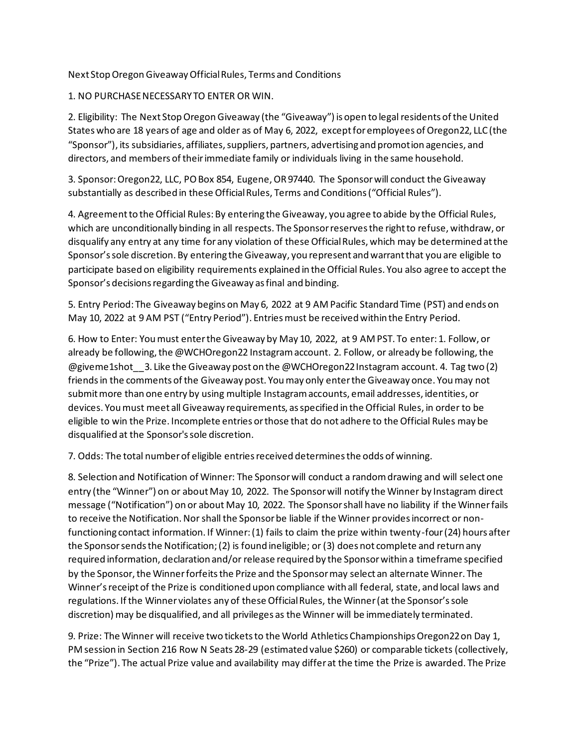# Next Stop Oregon Giveaway Official Rules, Terms and Conditions

1. NO PURCHASE NECESSARY TO ENTER OR WIN.

2. Eligibility: The Next Stop Oregon Giveaway (the "Giveaway") is open to legal residents of the United States who are 18 years of age and older as of May 6, 2022, except for employees of Oregon22, LLC (the "Sponsor"), its subsidiaries, affiliates, suppliers, partners, advertising and promotion agencies, and directors, and members of their immediate family or individuals living in the same household.

3. Sponsor: Oregon22, LLC, PO Box 854, Eugene, OR 97440. The Sponsor will conduct the Giveaway substantially as described in these Official Rules, Terms and Conditions ("Official Rules").

4. Agreement to the Official Rules: By entering the Giveaway, you agree to abide by the Official Rules, which are unconditionally binding in all respects. The Sponsor reserves the right to refuse, withdraw, or disqualify any entry at any time for any violation of these Official Rules, which may be determined at the Sponsor's sole discretion. By entering the Giveaway, you represent and warrant that you are eligible to participate based on eligibility requirements explained in the Official Rules. You also agree to accept the Sponsor's decisions regarding the Giveaway as final and binding.

5. Entry Period: The Giveaway begins on May 6, 2022 at 9 AM Pacific Standard Time (PST) and ends on May 10, 2022 at 9 AM PST ("Entry Period"). Entries must be received within the Entry Period.

6. How to Enter: You must enter the Giveaway by May 10, 2022, at 9 AM PST. To enter: 1. Follow, or already be following, the @WCHOregon22 Instagram account. 2. Follow, or already be following, the @giveme1shot__ 3. Like the Giveaway post on the @WCHOregon22 Instagram account. 4. Tag two (2) friends in the comments of the Giveaway post. You may only enter the Giveaway once. You may not submit more than one entry by using multiple Instagram accounts, email addresses, identities, or devices. You must meet all Giveaway requirements, as specified in the Official Rules, in order to be eligible to win the Prize. Incomplete entries or those that do not adhere to the Official Rules may be disqualified at the Sponsor's sole discretion.

7. Odds: The total number of eligible entries received determines the odds of winning.

8. Selection and Notification of Winner: The Sponsor will conduct a random drawing and will select one entry (the "Winner") on or about May 10, 2022. The Sponsor will notify the Winner by Instagram direct message ("Notification") on or about May 10, 2022. The Sponsor shall have no liability if the Winner fails to receive the Notification. Nor shall the Sponsor be liable if the Winner provides incorrect or non-functioning contact information. If Winner: (1) fails to claim the prize within twenty-four (24) hours after the Sponsor sends the Notification; (2) is found ineligible; or (3) does not complete and return any required information, declaration and/or release required by the Sponsor within a timeframe specified by the Sponsor, the Winner forfeits the Prize and the Sponsor may select an alternate Winner. The Winner's receipt of the Prize is conditioned upon compliance with all federal, state, and local laws and regulations. If the Winner violates any of these Official Rules, the Winner (at the Sponsor's sole discretion) may be disqualified, and all privileges as the Winner will be immediately terminated.

9. Prize: The Winner will receive two tickets to the World Athletics Championships Oregon22 on Day 1, PM session in Section 216 Row N Seats 28-29 (estimated value $260) or comparable tickets (collectively, the "Prize"). The actual Prize value and availability may differ at the time the Prize is awarded. The Prize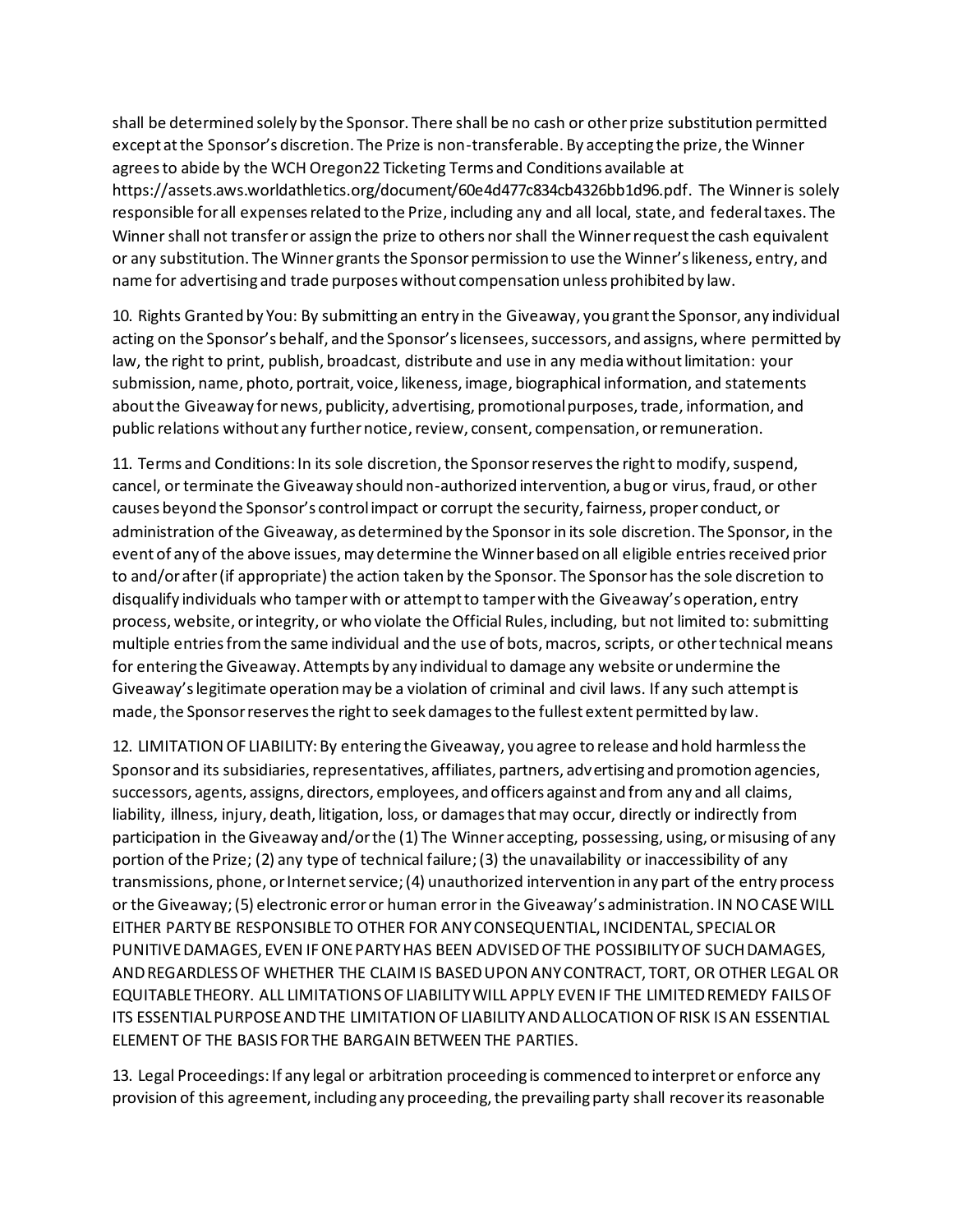shall be determined solely by the Sponsor. There shall be no cash or other prize substitution permitted except at the Sponsor's discretion. The Prize is non-transferable. By accepting the prize, the Winner agrees to abide by the WCH Oregon22 Ticketing Terms and Conditions available at https://assets.aws.worldathletics.org/document/60e4d477c834cb4326bb1d96.pdf. The Winner is solely responsible for all expenses related to the Prize, including any and all local, state, and federal taxes. The Winner shall not transfer or assign the prize to others nor shall the Winner request the cash equivalent or any substitution. The Winner grants the Sponsor permission to use the Winner's likeness, entry, and name for advertising and trade purposes without compensation unless prohibited by law.

10. Rights Granted by You: By submitting an entry in the Giveaway, you grant the Sponsor, any individual acting on the Sponsor's behalf, and the Sponsor's licensees, successors, and assigns, where permitted by law, the right to print, publish, broadcast, distribute and use in any media without limitation: your submission, name, photo, portrait, voice, likeness, image, biographical information, and statements about the Giveaway for news, publicity, advertising, promotional purposes, trade, information, and public relations without any further notice, review, consent, compensation, or remuneration.

11. Terms and Conditions: In its sole discretion, the Sponsor reserves the right to modify, suspend, cancel, or terminate the Giveaway should non-authorized intervention, a bug or virus, fraud, or other causes beyond the Sponsor's control impact or corrupt the security, fairness, proper conduct, or administration of the Giveaway, as determined by the Sponsor in its sole discretion. The Sponsor, in the event of any of the above issues, may determine the Winner based on all eligible entries received prior to and/or after (if appropriate) the action taken by the Sponsor. The Sponsor has the sole discretion to disqualify individuals who tamper with or attempt to tamper with the Giveaway's operation, entry process, website, or integrity, or who violate the Official Rules, including, but not limited to: submitting multiple entries from the same individual and the use of bots, macros, scripts, or other technical means for entering the Giveaway. Attempts by any individual to damage any website or undermine the Giveaway's legitimate operation may be a violation of criminal and civil laws. If any such attempt is made, the Sponsor reserves the right to seek damages to the fullest extent permitted by law.

12. LIMITATION OF LIABILITY: By entering the Giveaway, you agree to release and hold harmless the Sponsor and its subsidiaries, representatives, affiliates, partners, advertising and promotion agencies, successors, agents, assigns, directors, employees, and officers against and from any and all claims, liability, illness, injury, death, litigation, loss, or damages that may occur, directly or indirectly from participation in the Giveaway and/or the (1) The Winner accepting, possessing, using, or misusing of any portion of the Prize; (2) any type of technical failure; (3) the unavailability or inaccessibility of any transmissions, phone, or Internet service; (4) unauthorized intervention in any part of the entry process or the Giveaway; (5) electronic error or human error in the Giveaway's administration. IN NO CASE WILL EITHER PARTY BE RESPONSIBLE TO OTHER FOR ANY CONSEQUENTIAL, INCIDENTAL, SPECIAL OR PUNITIVE DAMAGES, EVEN IF ONE PARTY HAS BEEN ADVISED OF THE POSSIBILITY OF SUCH DAMAGES, AND REGARDLESS OF WHETHER THE CLAIM IS BASED UPON ANY CONTRACT, TORT, OR OTHER LEGAL OR EQUITABLE THEORY. ALL LIMITATIONS OF LIABILITY WILL APPLY EVEN IF THE LIMITED REMEDY FAILS OF ITS ESSENTIAL PURPOSE AND THE LIMITATION OF LIABILITY AND ALLOCATION OF RISK IS AN ESSENTIAL ELEMENT OF THE BASIS FOR THE BARGAIN BETWEEN THE PARTIES.

13. Legal Proceedings: If any legal or arbitration proceeding is commenced to interpret or enforce any provision of this agreement, including any proceeding, the prevailing party shall recover its reasonable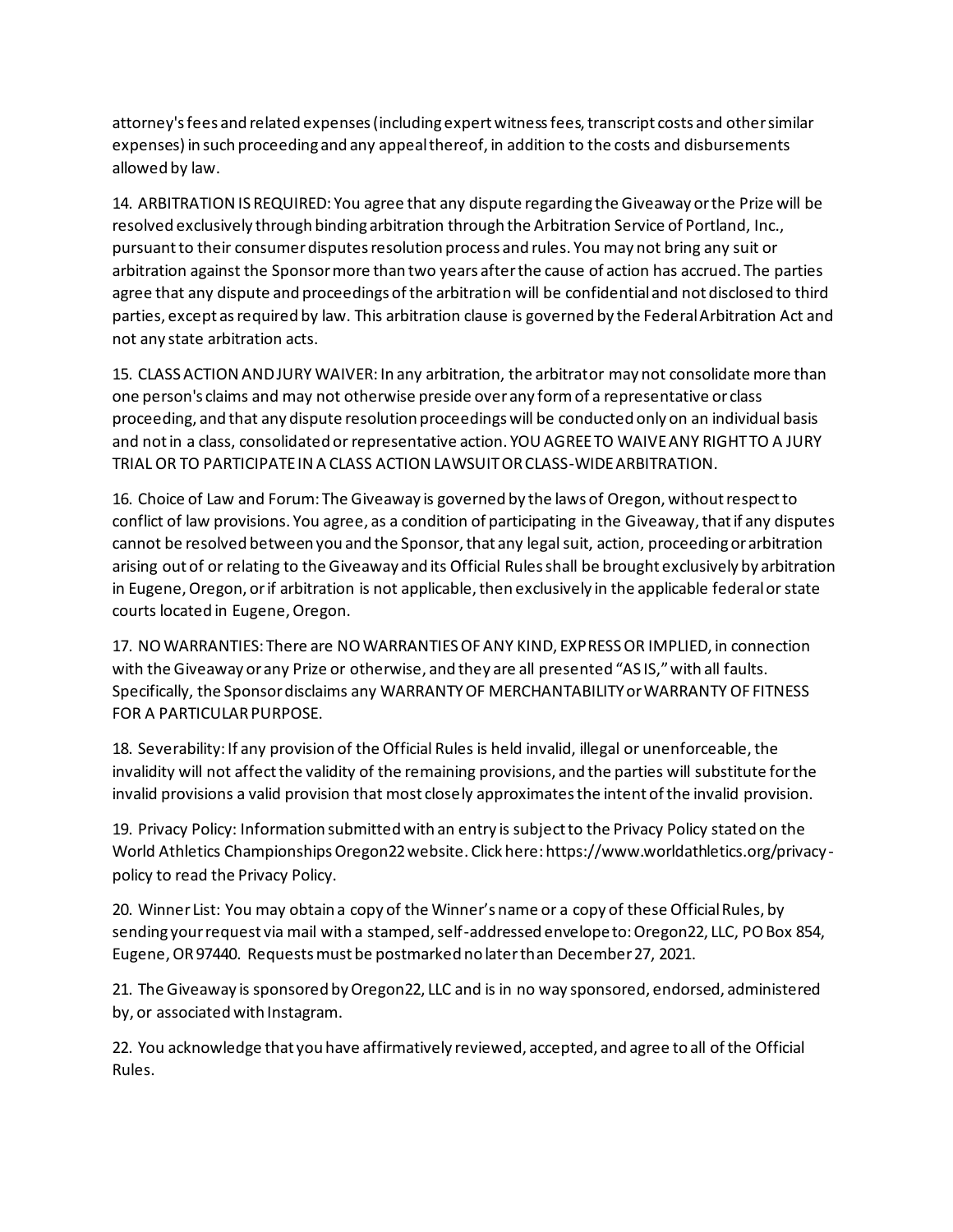attorney's fees and related expenses (including expert witness fees, transcript costs and other similar expenses) in such proceeding and any appeal thereof, in addition to the costs and disbursements allowed by law.

14. ARBITRATION IS REQUIRED: You agree that any dispute regarding the Giveaway or the Prize will be resolved exclusively through binding arbitration through the Arbitration Service of Portland, Inc., pursuant to their consumer disputes resolution process and rules. You may not bring any suit or arbitration against the Sponsor more than two years after the cause of action has accrued. The parties agree that any dispute and proceedings of the arbitration will be confidential and not disclosed to third parties, except as required by law. This arbitration clause is governed by the Federal Arbitration Act and not any state arbitration acts.

15. CLASS ACTION AND JURY WAIVER: In any arbitration, the arbitrator may not consolidate more than one person's claims and may not otherwise preside over any form of a representative or class proceeding, and that any dispute resolution proceedings will be conducted only on an individual basis and not in a class, consolidated or representative action. YOU AGREE TO WAIVE ANY RIGHT TO A JURY TRIAL OR TO PARTICIPATE IN A CLASS ACTION LAWSUIT OR CLASS-WIDE ARBITRATION.

16. Choice of Law and Forum: The Giveaway is governed by the laws of Oregon, without respect to conflict of law provisions. You agree, as a condition of participating in the Giveaway, that if any disputes cannot be resolved between you and the Sponsor, that any legal suit, action, proceeding or arbitration arising out of or relating to the Giveaway and its Official Rules shall be brought exclusively by arbitration in Eugene, Oregon, or if arbitration is not applicable, then exclusively in the applicable federal or state courts located in Eugene, Oregon.

17. NO WARRANTIES: There are NO WARRANTIES OF ANY KIND, EXPRESS OR IMPLIED, in connection with the Giveaway or any Prize or otherwise, and they are all presented "AS IS," with all faults. Specifically, the Sponsor disclaims any WARRANTY OF MERCHANTABILITY or WARRANTY OF FITNESS FOR A PARTICULAR PURPOSE.

18. Severability: If any provision of the Official Rules is held invalid, illegal or unenforceable, the invalidity will not affect the validity of the remaining provisions, and the parties will substitute for the invalid provisions a valid provision that most closely approximates the intent of the invalid provision.

19. Privacy Policy: Information submitted with an entry is subject to the Privacy Policy stated on the World Athletics Championships Oregon22 website. Click here: https://www.worldathletics.org/privacy-policy to read the Privacy Policy.

20. Winner List: You may obtain a copy of the Winner's name or a copy of these Official Rules, by sending your request via mail with a stamped, self-addressed envelope to: Oregon22, LLC, PO Box 854, Eugene, OR 97440. Requests must be postmarked no later than December 27, 2021.

21. The Giveaway is sponsored by Oregon22, LLC and is in no way sponsored, endorsed, administered by, or associated with Instagram.

22. You acknowledge that you have affirmatively reviewed, accepted, and agree to all of the Official Rules.